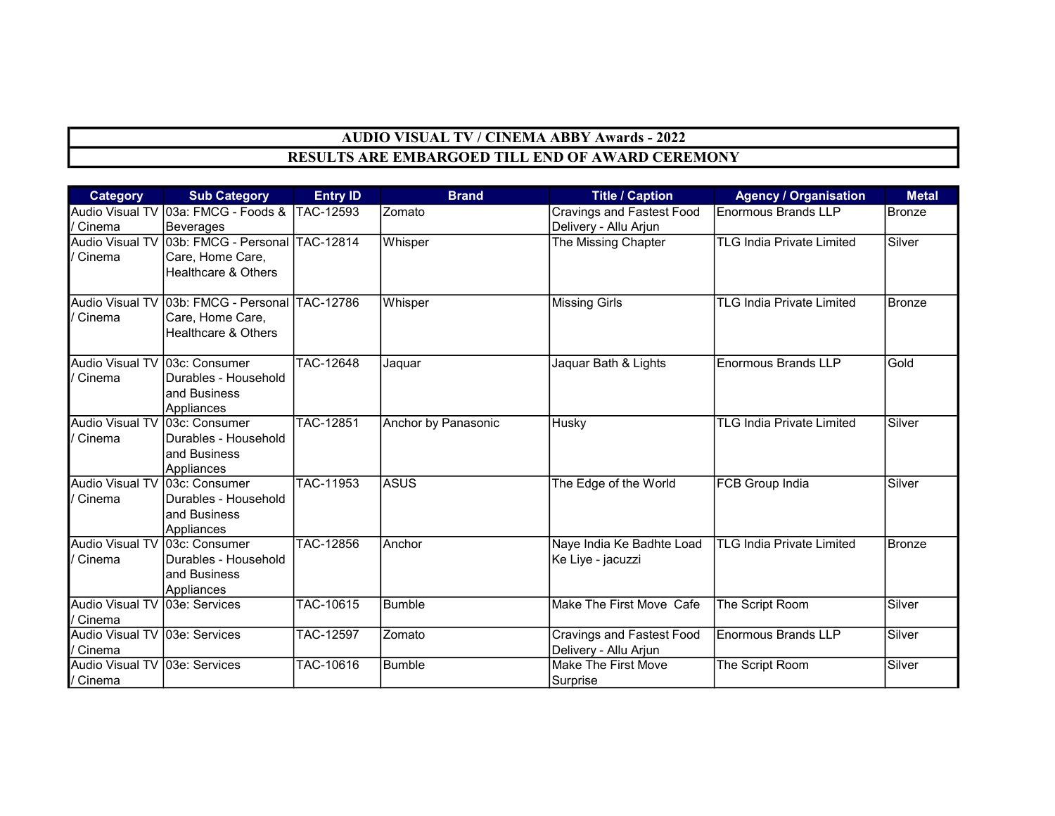# AUDIO VISUAL TV / CINEMA ABBY Awards - 2022

## RESULTS ARE EMBARGOED TILL END OF AWARD CEREMONY

| Category | Sub Category | Entry ID | Brand | Title / Caption | Agency / Organisation | Metal |
|---|---|---|---|---|---|---|
| Audio Visual TV / Cinema | 03a: FMCG - Foods & Beverages | TAC-12593 | Zomato | Cravings and Fastest Food Delivery - Allu Arjun | Enormous Brands LLP | Bronze |
| Audio Visual TV / Cinema | 03b: FMCG - Personal Care, Home Care, Healthcare & Others | TAC-12814 | Whisper | The Missing Chapter | TLG India Private Limited | Silver |
| Audio Visual TV / Cinema | 03b: FMCG - Personal Care, Home Care, Healthcare & Others | TAC-12786 | Whisper | Missing Girls | TLG India Private Limited | Bronze |
| Audio Visual TV / Cinema | 03c: Consumer Durables - Household and Business Appliances | TAC-12648 | Jaquar | Jaquar Bath & Lights | Enormous Brands LLP | Gold |
| Audio Visual TV / Cinema | 03c: Consumer Durables - Household and Business Appliances | TAC-12851 | Anchor by Panasonic | Husky | TLG India Private Limited | Silver |
| Audio Visual TV / Cinema | 03c: Consumer Durables - Household and Business Appliances | TAC-11953 | ASUS | The Edge of the World | FCB Group India | Silver |
| Audio Visual TV / Cinema | 03c: Consumer Durables - Household and Business Appliances | TAC-12856 | Anchor | Naye India Ke Badhte Load Ke Liye - jacuzzi | TLG India Private Limited | Bronze |
| Audio Visual TV / Cinema | 03e: Services | TAC-10615 | Bumble | Make The First Move Cafe | The Script Room | Silver |
| Audio Visual TV / Cinema | 03e: Services | TAC-12597 | Zomato | Cravings and Fastest Food Delivery - Allu Arjun | Enormous Brands LLP | Silver |
| Audio Visual TV / Cinema | 03e: Services | TAC-10616 | Bumble | Make The First Move Surprise | The Script Room | Silver |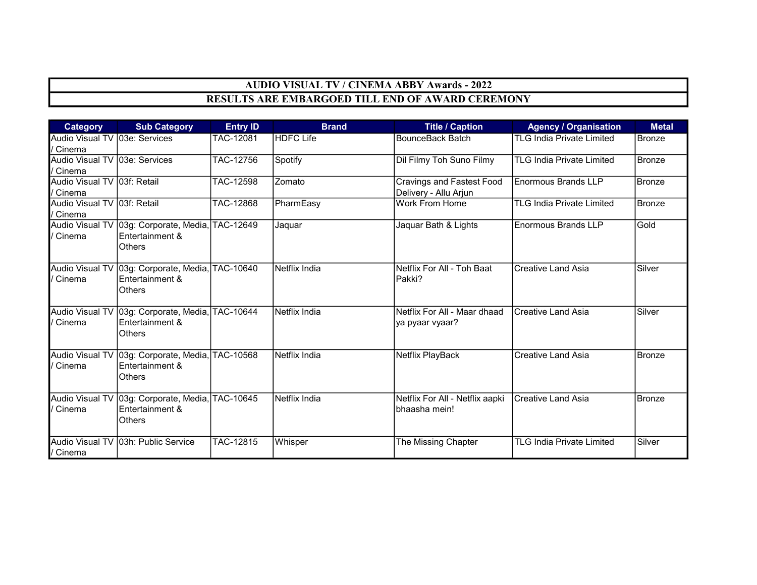## AUDIO VISUAL TV / CINEMA ABBY Awards - 2022

## RESULTS ARE EMBARGOED TILL END OF AWARD CEREMONY

| Category | Sub Category | Entry ID | Brand | Title / Caption | Agency / Organisation | Metal |
|---|---|---|---|---|---|---|
| Audio Visual TV / Cinema | 03e: Services | TAC-12081 | HDFC Life | BounceBack Batch | TLG India Private Limited | Bronze |
| Audio Visual TV / Cinema | 03e: Services | TAC-12756 | Spotify | Dil Filmy Toh Suno Filmy | TLG India Private Limited | Bronze |
| Audio Visual TV / Cinema | 03f: Retail | TAC-12598 | Zomato | Cravings and Fastest Food Delivery - Allu Arjun | Enormous Brands LLP | Bronze |
| Audio Visual TV / Cinema | 03f: Retail | TAC-12868 | PharmEasy | Work From Home | TLG India Private Limited | Bronze |
| Audio Visual TV / Cinema | 03g: Corporate, Media, Entertainment & Others | TAC-12649 | Jaquar | Jaquar Bath & Lights | Enormous Brands LLP | Gold |
| Audio Visual TV / Cinema | 03g: Corporate, Media, Entertainment & Others | TAC-10640 | Netflix India | Netflix For All - Toh Baat Pakki? | Creative Land Asia | Silver |
| Audio Visual TV / Cinema | 03g: Corporate, Media, Entertainment & Others | TAC-10644 | Netflix India | Netflix For All - Maar dhaad ya pyaar vyaar? | Creative Land Asia | Silver |
| Audio Visual TV / Cinema | 03g: Corporate, Media, Entertainment & Others | TAC-10568 | Netflix India | Netflix PlayBack | Creative Land Asia | Bronze |
| Audio Visual TV / Cinema | 03g: Corporate, Media, Entertainment & Others | TAC-10645 | Netflix India | Netflix For All - Netflix aapki bhaasha mein! | Creative Land Asia | Bronze |
| Audio Visual TV / Cinema | 03h: Public Service | TAC-12815 | Whisper | The Missing Chapter | TLG India Private Limited | Silver |